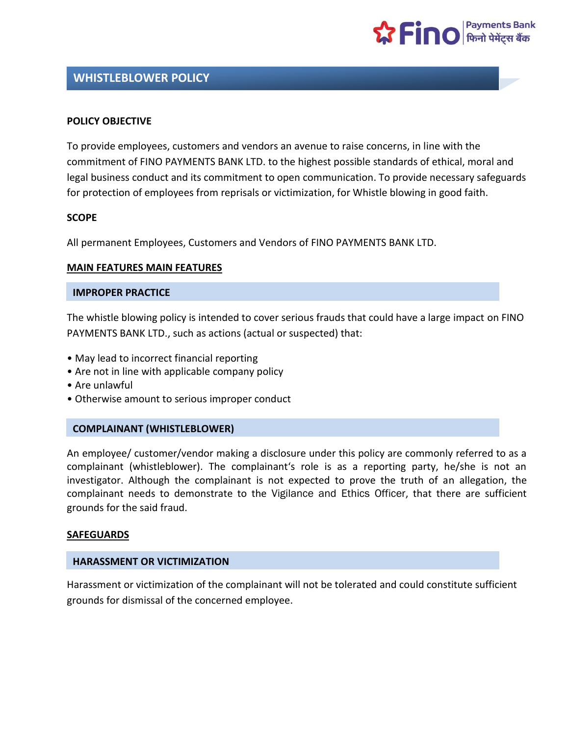# WHISTLEBLOWER POLICY

**POLICY OBJECTIVE**

To provide employees, customers and vendors an avenue to raise concerns, in line with the commitment of FINO PAYMENTS BANK LTD. to the highest possible standards of ethical, moral and legal business conduct and its commitment to open communication. To provide necessary safeguards for protection of employees from reprisals or victimization, for Whistle blowing in good faith.

**SCOPE**

All permanent Employees, Customers and Vendors of FINO PAYMENTS BANK LTD.

## MAIN FEATURES MAIN FEATURES

### IMPROPER PRACTICE

The whistle blowing policy is intended to cover serious frauds that could have a large impact on FINO PAYMENTS BANK LTD., such as actions (actual or suspected) that:

- May lead to incorrect financial reporting
- Are not in line with applicable company policy
- Are unlawful
- Otherwise amount to serious improper conduct

### COMPLAINANT (WHISTLEBLOWER)

An employee/ customer/vendor making a disclosure under this policy are commonly referred to as a complainant (whistleblower). The complainant's role is as a reporting party, he/she is not an investigator. Although the complainant is not expected to prove the truth of an allegation, the complainant needs to demonstrate to the Vigilance and Ethics Officer, that there are sufficient grounds for the said fraud.

## SAFEGUARDS

### HARASSMENT OR VICTIMIZATION

Harassment or victimization of the complainant will not be tolerated and could constitute sufficient grounds for dismissal of the concerned employee.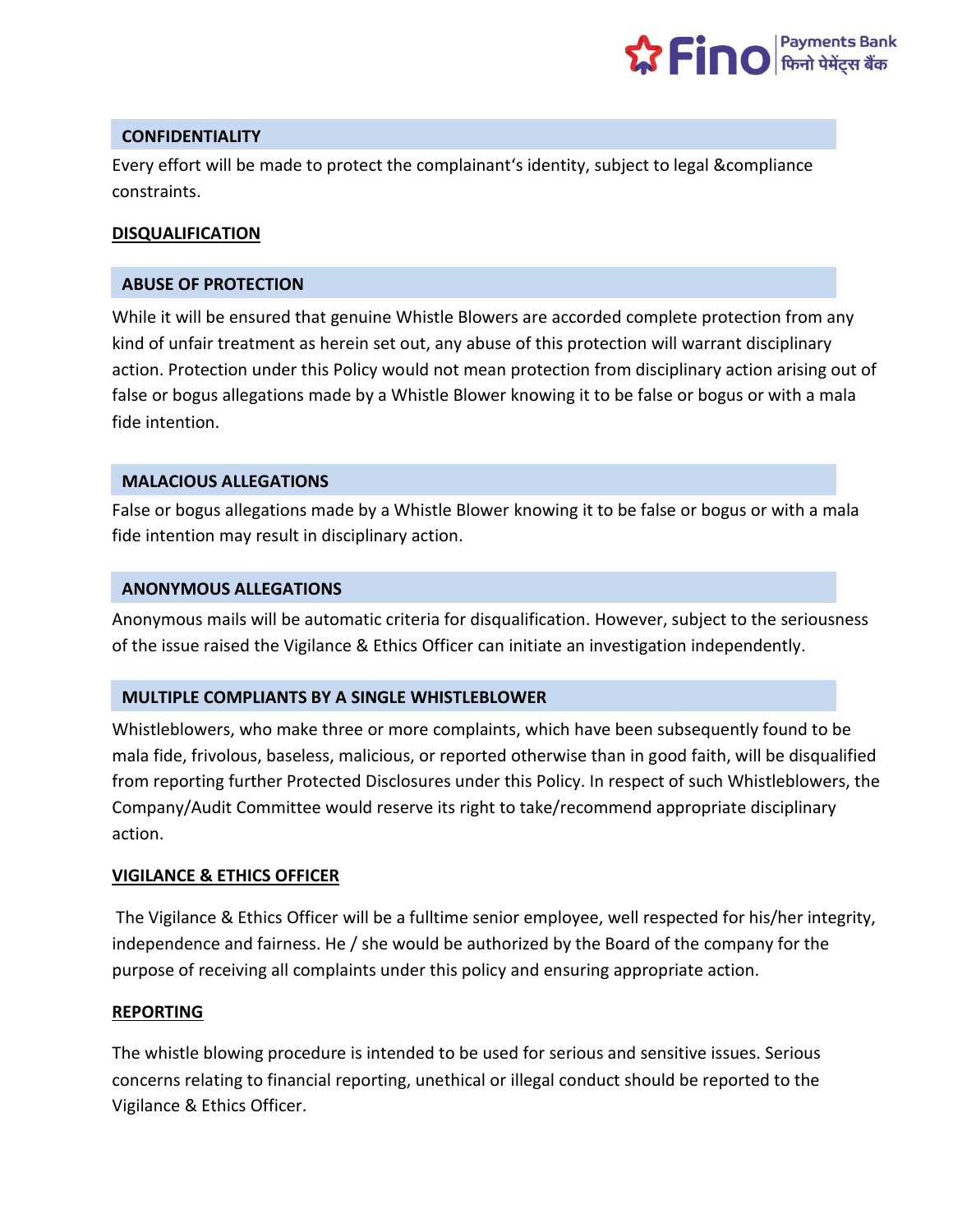## CONFIDENTIALITY

Every effort will be made to protect the complainant's identity, subject to legal &compliance constraints.

## DISQUALIFICATION

### ABUSE OF PROTECTION

While it will be ensured that genuine Whistle Blowers are accorded complete protection from any kind of unfair treatment as herein set out, any abuse of this protection will warrant disciplinary action. Protection under this Policy would not mean protection from disciplinary action arising out of false or bogus allegations made by a Whistle Blower knowing it to be false or bogus or with a mala fide intention.

### MALACIOUS ALLEGATIONS

False or bogus allegations made by a Whistle Blower knowing it to be false or bogus or with a mala fide intention may result in disciplinary action.

### ANONYMOUS ALLEGATIONS

Anonymous mails will be automatic criteria for disqualification. However, subject to the seriousness of the issue raised the Vigilance & Ethics Officer can initiate an investigation independently.

### MULTIPLE COMPLIANTS BY A SINGLE WHISTLEBLOWER

Whistleblowers, who make three or more complaints, which have been subsequently found to be mala fide, frivolous, baseless, malicious, or reported otherwise than in good faith, will be disqualified from reporting further Protected Disclosures under this Policy. In respect of such Whistleblowers, the Company/Audit Committee would reserve its right to take/recommend appropriate disciplinary action.

## VIGILANCE & ETHICS OFFICER

The Vigilance & Ethics Officer will be a fulltime senior employee, well respected for his/her integrity, independence and fairness. He / she would be authorized by the Board of the company for the purpose of receiving all complaints under this policy and ensuring appropriate action.

## REPORTING

The whistle blowing procedure is intended to be used for serious and sensitive issues. Serious concerns relating to financial reporting, unethical or illegal conduct should be reported to the Vigilance & Ethics Officer.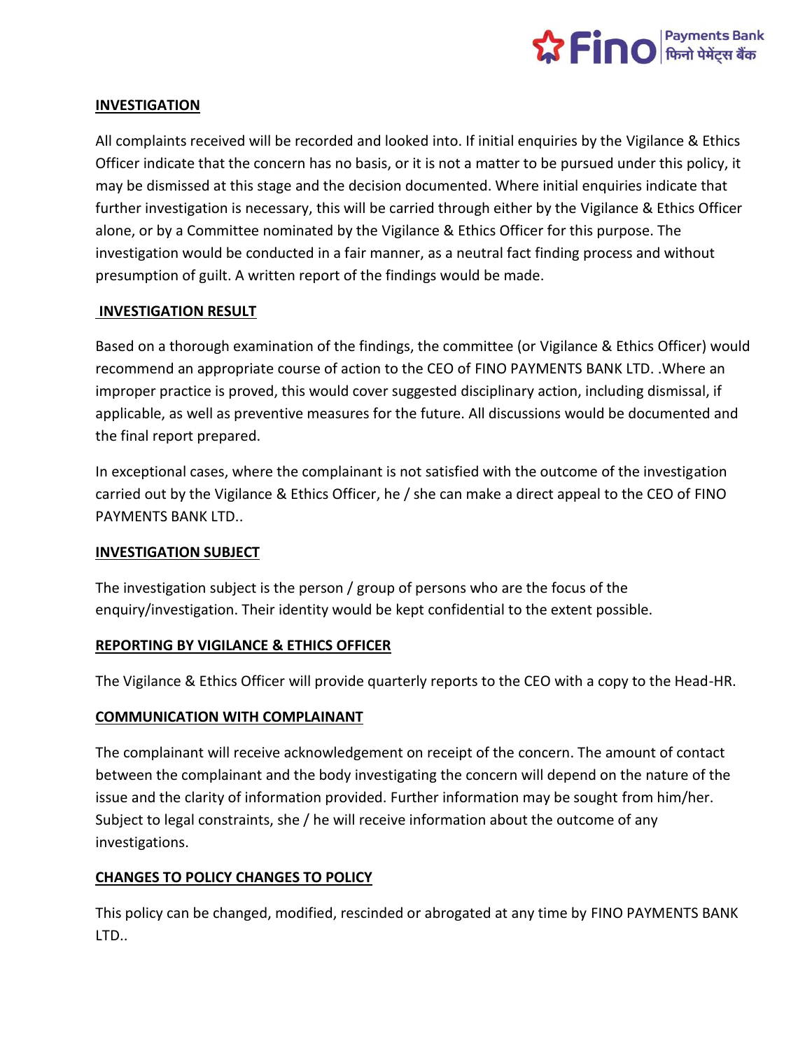## INVESTIGATION

All complaints received will be recorded and looked into. If initial enquiries by the Vigilance & Ethics Officer indicate that the concern has no basis, or it is not a matter to be pursued under this policy, it may be dismissed at this stage and the decision documented. Where initial enquiries indicate that further investigation is necessary, this will be carried through either by the Vigilance & Ethics Officer alone, or by a Committee nominated by the Vigilance & Ethics Officer for this purpose. The investigation would be conducted in a fair manner, as a neutral fact finding process and without presumption of guilt. A written report of the findings would be made.

## INVESTIGATION RESULT

Based on a thorough examination of the findings, the committee (or Vigilance & Ethics Officer) would recommend an appropriate course of action to the CEO of FINO PAYMENTS BANK LTD. .Where an improper practice is proved, this would cover suggested disciplinary action, including dismissal, if applicable, as well as preventive measures for the future. All discussions would be documented and the final report prepared.

In exceptional cases, where the complainant is not satisfied with the outcome of the investigation carried out by the Vigilance & Ethics Officer, he / she can make a direct appeal to the CEO of FINO PAYMENTS BANK LTD..

## INVESTIGATION SUBJECT

The investigation subject is the person / group of persons who are the focus of the enquiry/investigation. Their identity would be kept confidential to the extent possible.

## REPORTING BY VIGILANCE & ETHICS OFFICER

The Vigilance & Ethics Officer will provide quarterly reports to the CEO with a copy to the Head-HR.

## COMMUNICATION WITH COMPLAINANT

The complainant will receive acknowledgement on receipt of the concern. The amount of contact between the complainant and the body investigating the concern will depend on the nature of the issue and the clarity of information provided. Further information may be sought from him/her. Subject to legal constraints, she / he will receive information about the outcome of any investigations.

## CHANGES TO POLICY CHANGES TO POLICY

This policy can be changed, modified, rescinded or abrogated at any time by FINO PAYMENTS BANK LTD..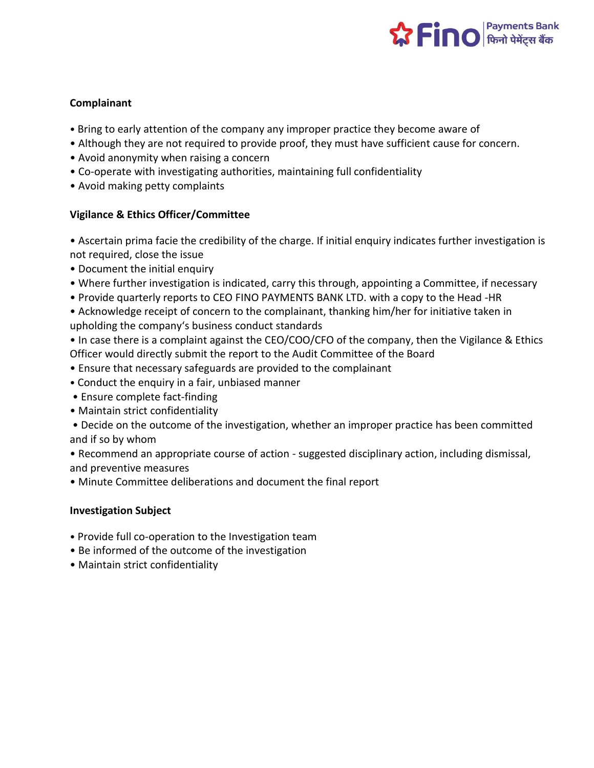**Complainant**

- Bring to early attention of the company any improper practice they become aware of
- Although they are not required to provide proof, they must have sufficient cause for concern.
- Avoid anonymity when raising a concern
- Co-operate with investigating authorities, maintaining full confidentiality
- Avoid making petty complaints

**Vigilance & Ethics Officer/Committee**

- Ascertain prima facie the credibility of the charge. If initial enquiry indicates further investigation is not required, close the issue
- Document the initial enquiry
- Where further investigation is indicated, carry this through, appointing a Committee, if necessary
- Provide quarterly reports to CEO FINO PAYMENTS BANK LTD. with a copy to the Head -HR
- Acknowledge receipt of concern to the complainant, thanking him/her for initiative taken in upholding the company's business conduct standards
- In case there is a complaint against the CEO/COO/CFO of the company, then the Vigilance & Ethics Officer would directly submit the report to the Audit Committee of the Board
- Ensure that necessary safeguards are provided to the complainant
- Conduct the enquiry in a fair, unbiased manner
- Ensure complete fact-finding
- Maintain strict confidentiality
- Decide on the outcome of the investigation, whether an improper practice has been committed and if so by whom
- Recommend an appropriate course of action - suggested disciplinary action, including dismissal, and preventive measures
- Minute Committee deliberations and document the final report

**Investigation Subject**

- Provide full co-operation to the Investigation team
- Be informed of the outcome of the investigation
- Maintain strict confidentiality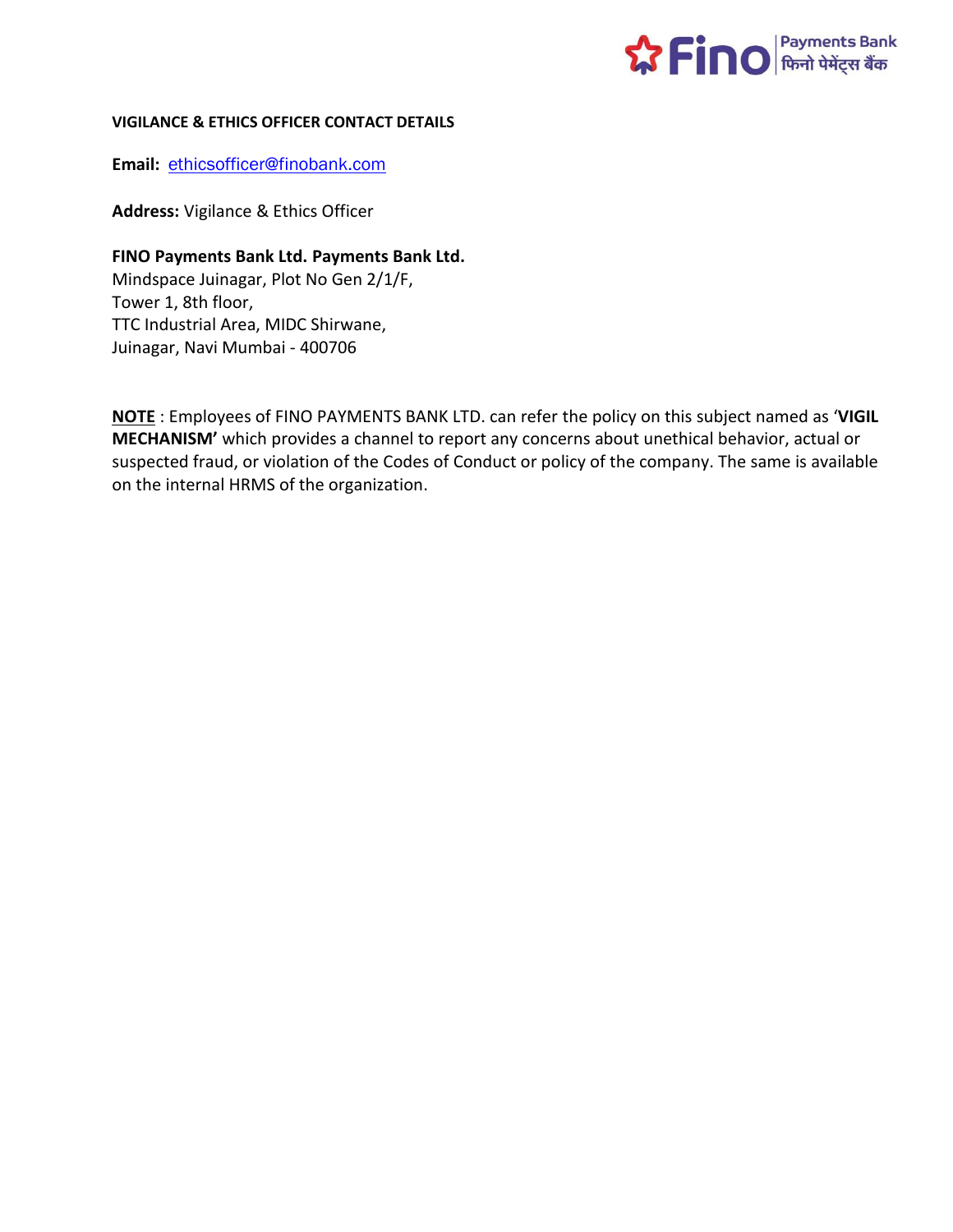**VIGILANCE & ETHICS OFFICER CONTACT DETAILS**

**Email:** ethicsofficer@finobank.com

**Address:** Vigilance & Ethics Officer

**FINO Payments Bank Ltd. Payments Bank Ltd.**
Mindspace Juinagar, Plot No Gen 2/1/F,
Tower 1, 8th floor,
TTC Industrial Area, MIDC Shirwane,
Juinagar, Navi Mumbai - 400706

**NOTE** : Employees of FINO PAYMENTS BANK LTD. can refer the policy on this subject named as '**VIGIL MECHANISM'** which provides a channel to report any concerns about unethical behavior, actual or suspected fraud, or violation of the Codes of Conduct or policy of the company. The same is available on the internal HRMS of the organization.